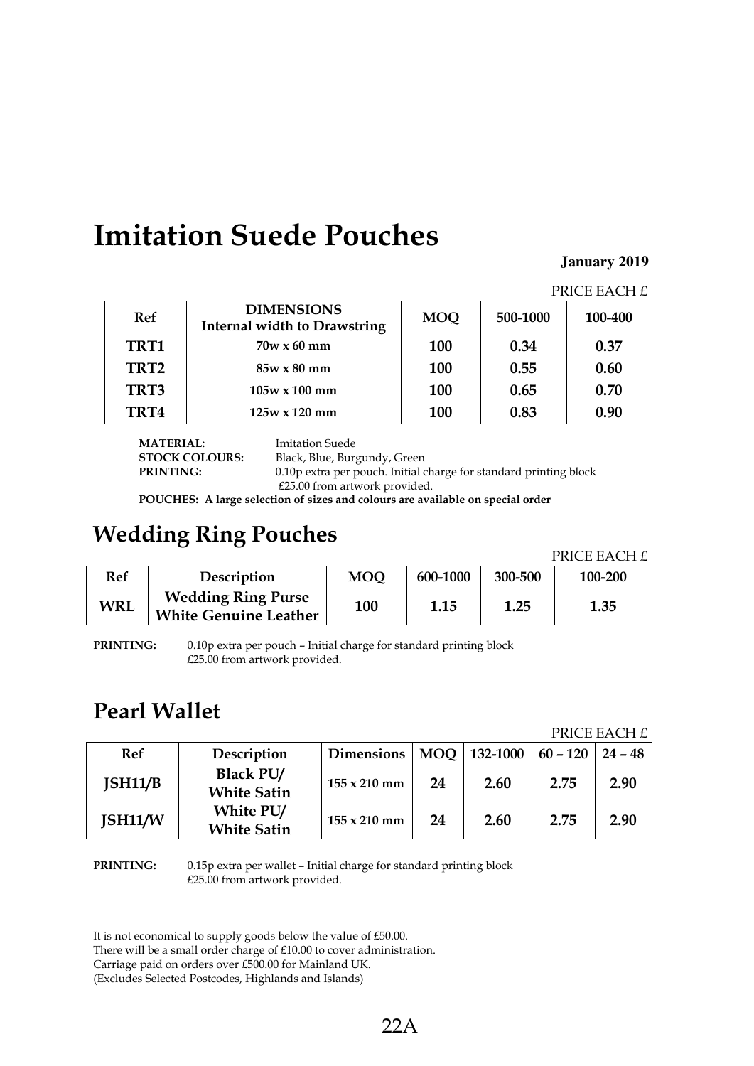# Imitation Suede Pouches

**January 2019**

PRICE EACH £

| Ref | DIMENSIONS Internal width to Drawstring | MOQ | 500-1000 | 100-400 |
|---|---|---|---|---|
| **TRT1** | 70w x 60 mm | **100** | **0.34** | **0.37** |
| **TRT2** | 85w x 80 mm | **100** | **0.55** | **0.60** |
| **TRT3** | 105w x 100 mm | **100** | **0.65** | **0.70** |
| **TRT4** | 125w x 120 mm | **100** | **0.83** | **0.90** |

**MATERIAL:** Imitation Suede
**STOCK COLOURS:** Black, Blue, Burgundy, Green
**PRINTING:** 0.10p extra per pouch. Initial charge for standard printing block £25.00 from artwork provided.

**POUCHES: A large selection of sizes and colours are available on special order**

## Wedding Ring Pouches

PRICE EACH £

| Ref | Description | MOQ | 600-1000 | 300-500 | 100-200 |
|---|---|---|---|---|---|
| **WRL** | **Wedding Ring Purse White Genuine Leather** | **100** | **1.15** | **1.25** | **1.35** |

**PRINTING:** 0.10p extra per pouch – Initial charge for standard printing block £25.00 from artwork provided.

## Pearl Wallet

PRICE EACH £

| Ref | Description | Dimensions | MOQ | 132-1000 | 60 – 120 | 24 – 48 |
|---|---|---|---|---|---|---|
| **JSH11/B** | **Black PU/ White Satin** | 155 x 210 mm | **24** | **2.60** | **2.75** | **2.90** |
| **JSH11/W** | **White PU/ White Satin** | 155 x 210 mm | **24** | **2.60** | **2.75** | **2.90** |

**PRINTING:** 0.15p extra per wallet – Initial charge for standard printing block £25.00 from artwork provided.

It is not economical to supply goods below the value of £50.00.
There will be a small order charge of £10.00 to cover administration.
Carriage paid on orders over £500.00 for Mainland UK.
(Excludes Selected Postcodes, Highlands and Islands)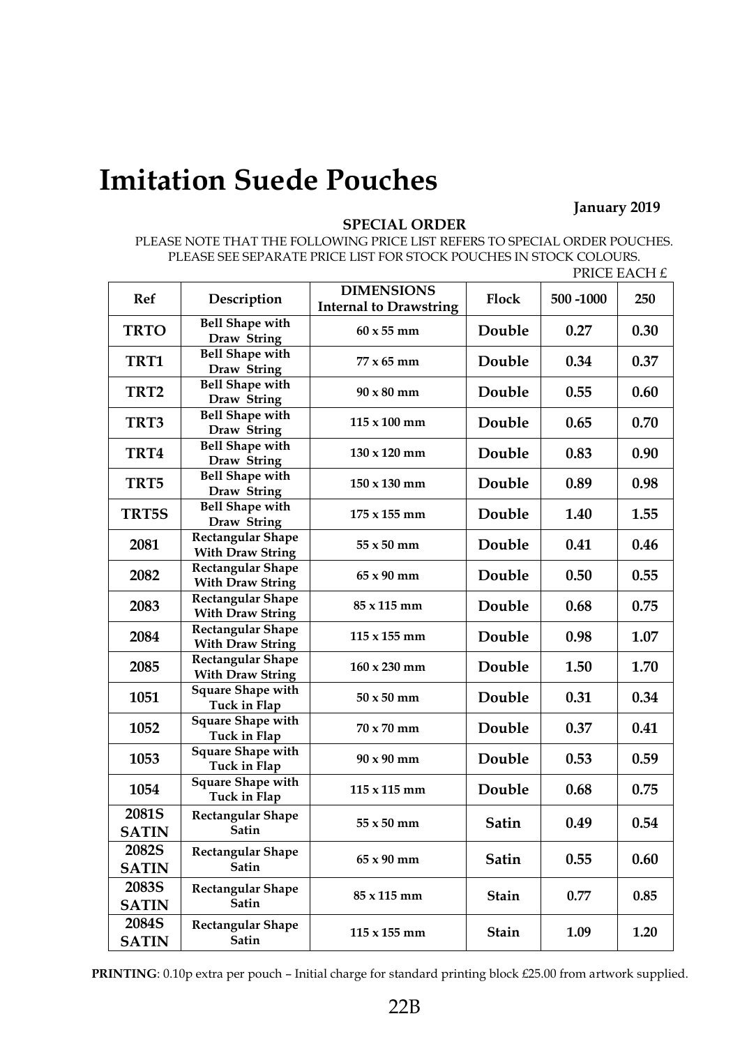# Imitation Suede Pouches

**January 2019**

**SPECIAL ORDER**

PLEASE NOTE THAT THE FOLLOWING PRICE LIST REFERS TO SPECIAL ORDER POUCHES.
PLEASE SEE SEPARATE PRICE LIST FOR STOCK POUCHES IN STOCK COLOURS.

PRICE EACH £

| Ref | Description | DIMENSIONS Internal to Drawstring | Flock | 500 -1000 | 250 |
|---|---|---|---|---|---|
| **TRTO** | Bell Shape with Draw String | 60 x 55 mm | Double | 0.27 | 0.30 |
| **TRT1** | Bell Shape with Draw String | 77 x 65 mm | Double | 0.34 | 0.37 |
| **TRT2** | Bell Shape with Draw String | 90 x 80 mm | Double | 0.55 | 0.60 |
| **TRT3** | Bell Shape with Draw String | 115 x 100 mm | Double | 0.65 | 0.70 |
| **TRT4** | Bell Shape with Draw String | 130 x 120 mm | Double | 0.83 | 0.90 |
| **TRT5** | Bell Shape with Draw String | 150 x 130 mm | Double | 0.89 | 0.98 |
| **TRT5S** | Bell Shape with Draw String | 175 x 155 mm | Double | 1.40 | 1.55 |
| **2081** | Rectangular Shape With Draw String | 55 x 50 mm | Double | 0.41 | 0.46 |
| **2082** | Rectangular Shape With Draw String | 65 x 90 mm | Double | 0.50 | 0.55 |
| **2083** | Rectangular Shape With Draw String | 85 x 115 mm | Double | 0.68 | 0.75 |
| **2084** | Rectangular Shape With Draw String | 115 x 155 mm | Double | 0.98 | 1.07 |
| **2085** | Rectangular Shape With Draw String | 160 x 230 mm | Double | 1.50 | 1.70 |
| **1051** | Square Shape with Tuck in Flap | 50 x 50 mm | Double | 0.31 | 0.34 |
| **1052** | Square Shape with Tuck in Flap | 70 x 70 mm | Double | 0.37 | 0.41 |
| **1053** | Square Shape with Tuck in Flap | 90 x 90 mm | Double | 0.53 | 0.59 |
| **1054** | Square Shape with Tuck in Flap | 115 x 115 mm | Double | 0.68 | 0.75 |
| **2081S SATIN** | Rectangular Shape Satin | 55 x 50 mm | Satin | 0.49 | 0.54 |
| **2082S SATIN** | Rectangular Shape Satin | 65 x 90 mm | Satin | 0.55 | 0.60 |
| **2083S SATIN** | Rectangular Shape Satin | 85 x 115 mm | Stain | 0.77 | 0.85 |
| **2084S SATIN** | Rectangular Shape Satin | 115 x 155 mm | Stain | 1.09 | 1.20 |

**PRINTING**: 0.10p extra per pouch – Initial charge for standard printing block £25.00 from artwork supplied.

22B